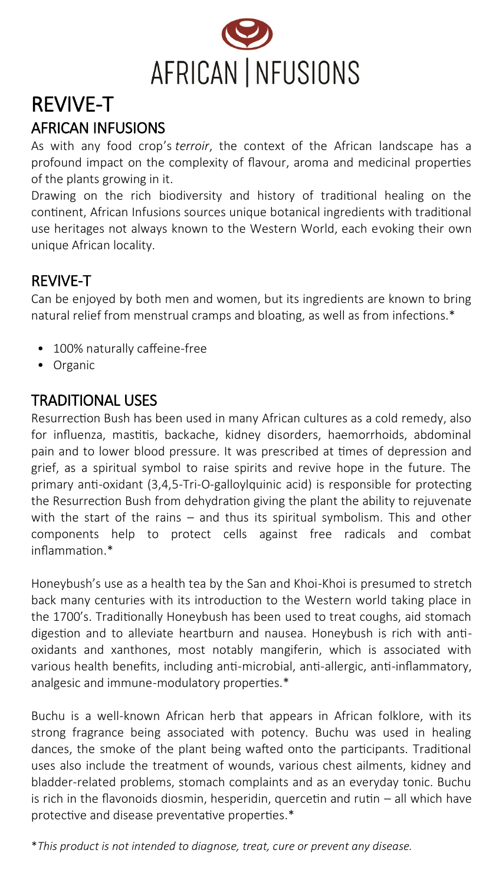AFRICAN | NFUSIONS

# REVIVE-T

## AFRICAN INFUSIONS

As with any food crop's *terroir*, the context of the African landscape has a profound impact on the complexity of flavour, aroma and medicinal properties of the plants growing in it.

Drawing on the rich biodiversity and history of traditional healing on the continent, African Infusions sources unique botanical ingredients with traditional use heritages not always known to the Western World, each evoking their own unique African locality.

## REVIVE-T

Can be enjoyed by both men and women, but its ingredients are known to bring natural relief from menstrual cramps and bloating, as well as from infections.*

- 100% naturally caffeine-free
- Organic

## TRADITIONAL USES

Resurrection Bush has been used in many African cultures as a cold remedy, also for influenza, mastitis, backache, kidney disorders, haemorrhoids, abdominal pain and to lower blood pressure. It was prescribed at times of depression and grief, as a spiritual symbol to raise spirits and revive hope in the future. The primary anti-oxidant (3,4,5-Tri-O-galloylquinic acid) is responsible for protecting the Resurrection Bush from dehydration giving the plant the ability to rejuvenate with the start of the rains – and thus its spiritual symbolism. This and other components help to protect cells against free radicals and combat inflammation.*

Honeybush's use as a health tea by the San and Khoi-Khoi is presumed to stretch back many centuries with its introduction to the Western world taking place in the 1700's. Traditionally Honeybush has been used to treat coughs, aid stomach digestion and to alleviate heartburn and nausea. Honeybush is rich with anti-oxidants and xanthones, most notably mangiferin, which is associated with various health benefits, including anti-microbial, anti-allergic, anti-inflammatory, analgesic and immune-modulatory properties.*

Buchu is a well-known African herb that appears in African folklore, with its strong fragrance being associated with potency. Buchu was used in healing dances, the smoke of the plant being wafted onto the participants. Traditional uses also include the treatment of wounds, various chest ailments, kidney and bladder-related problems, stomach complaints and as an everyday tonic. Buchu is rich in the flavonoids diosmin, hesperidin, quercetin and rutin – all which have protective and disease preventative properties.*

**This product is not intended to diagnose, treat, cure or prevent any disease.*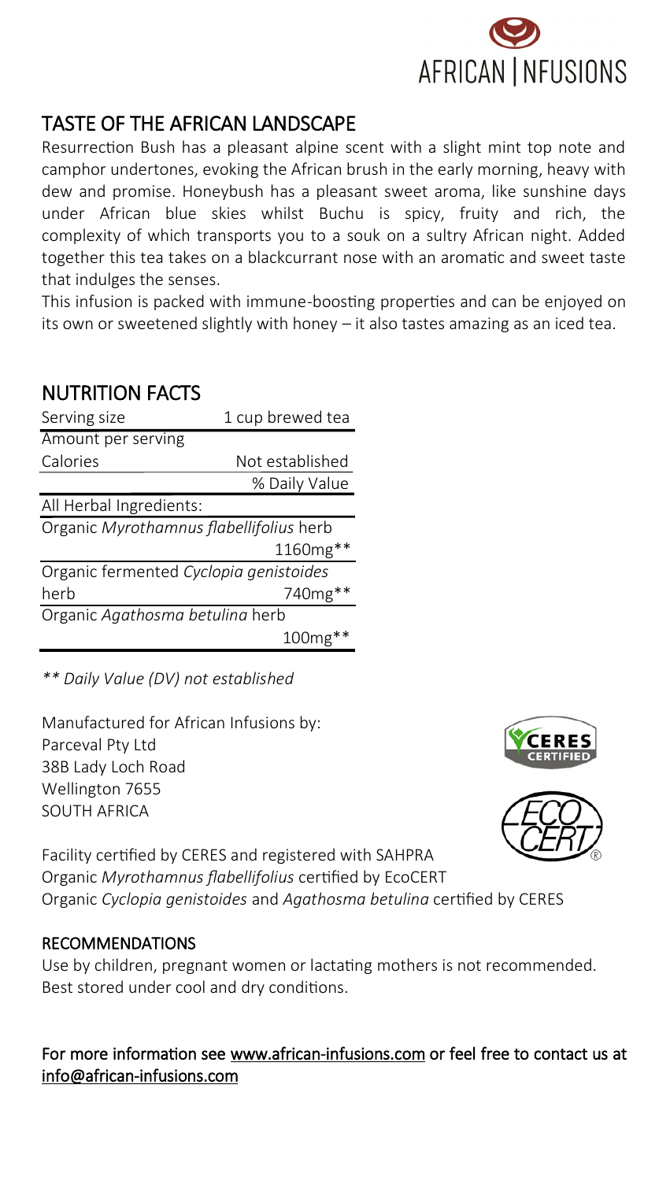AFRICAN | NFUSIONS

## TASTE OF THE AFRICAN LANDSCAPE

Resurrection Bush has a pleasant alpine scent with a slight mint top note and camphor undertones, evoking the African brush in the early morning, heavy with dew and promise. Honeybush has a pleasant sweet aroma, like sunshine days under African blue skies whilst Buchu is spicy, fruity and rich, the complexity of which transports you to a souk on a sultry African night. Added together this tea takes on a blackcurrant nose with an aromatic and sweet taste that indulges the senses.

This infusion is packed with immune-boosting properties and can be enjoyed on its own or sweetened slightly with honey – it also tastes amazing as an iced tea.

## NUTRITION FACTS

| | |
|---|---|
| Serving size | 1 cup brewed tea |
| Amount per serving | |
| Calories | Not established |
| | % Daily Value |
| All Herbal Ingredients: | |
| Organic *Myrothamnus flabellifolius* herb | 1160mg** |
| Organic fermented *Cyclopia genistoides* herb | 740mg** |
| Organic *Agathosma betulina* herb | 100mg** |

*** Daily Value (DV) not established*

Manufactured for African Infusions by:
Parceval Pty Ltd
38B Lady Loch Road
Wellington 7655
SOUTH AFRICA

CERES CERTIFIED

ECO CERT

Facility certified by CERES and registered with SAHPRA
Organic *Myrothamnus flabellifolius* certified by EcoCERT
Organic *Cyclopia genistoides* and *Agathosma betulina* certified by CERES

### RECOMMENDATIONS

Use by children, pregnant women or lactating mothers is not recommended.
Best stored under cool and dry conditions.

For more information see www.african-infusions.com or feel free to contact us at info@african-infusions.com